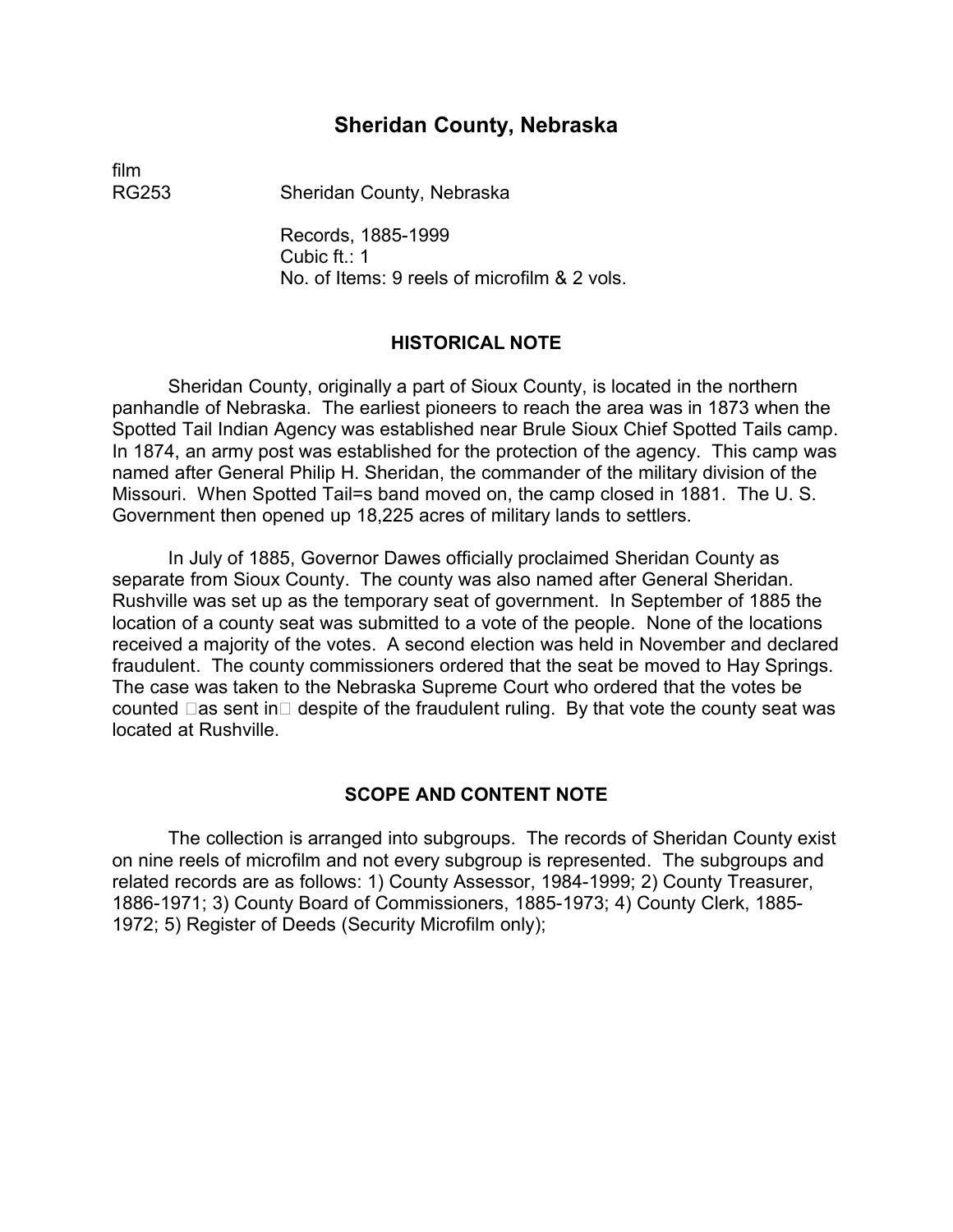# Sheridan County, Nebraska

film
RG253 Sheridan County, Nebraska

Records, 1885-1999
Cubic ft.: 1
No. of Items: 9 reels of microfilm & 2 vols.

## HISTORICAL NOTE

Sheridan County, originally a part of Sioux County, is located in the northern panhandle of Nebraska. The earliest pioneers to reach the area was in 1873 when the Spotted Tail Indian Agency was established near Brule Sioux Chief Spotted Tails camp. In 1874, an army post was established for the protection of the agency. This camp was named after General Philip H. Sheridan, the commander of the military division of the Missouri. When Spotted Tail=s band moved on, the camp closed in 1881. The U. S. Government then opened up 18,225 acres of military lands to settlers.

In July of 1885, Governor Dawes officially proclaimed Sheridan County as separate from Sioux County. The county was also named after General Sheridan. Rushville was set up as the temporary seat of government. In September of 1885 the location of a county seat was submitted to a vote of the people. None of the locations received a majority of the votes. A second election was held in November and declared fraudulent. The county commissioners ordered that the seat be moved to Hay Springs. The case was taken to the Nebraska Supreme Court who ordered that the votes be counted as sent in despite of the fraudulent ruling. By that vote the county seat was located at Rushville.

## SCOPE AND CONTENT NOTE

The collection is arranged into subgroups. The records of Sheridan County exist on nine reels of microfilm and not every subgroup is represented. The subgroups and related records are as follows: 1) County Assessor, 1984-1999; 2) County Treasurer, 1886-1971; 3) County Board of Commissioners, 1885-1973; 4) County Clerk, 1885-1972; 5) Register of Deeds (Security Microfilm only);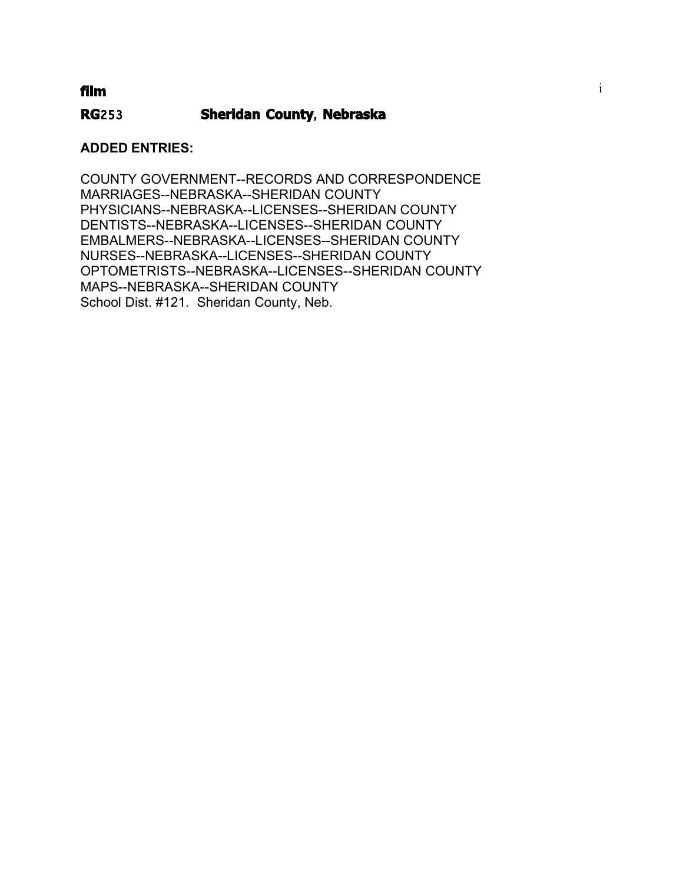**film**

**RG253 Sheridan County, Nebraska**

**ADDED ENTRIES:**

COUNTY GOVERNMENT--RECORDS AND CORRESPONDENCE
MARRIAGES--NEBRASKA--SHERIDAN COUNTY
PHYSICIANS--NEBRASKA--LICENSES--SHERIDAN COUNTY
DENTISTS--NEBRASKA--LICENSES--SHERIDAN COUNTY
EMBALMERS--NEBRASKA--LICENSES--SHERIDAN COUNTY
NURSES--NEBRASKA--LICENSES--SHERIDAN COUNTY
OPTOMETRISTS--NEBRASKA--LICENSES--SHERIDAN COUNTY
MAPS--NEBRASKA--SHERIDAN COUNTY
School Dist. #121. Sheridan County, Neb.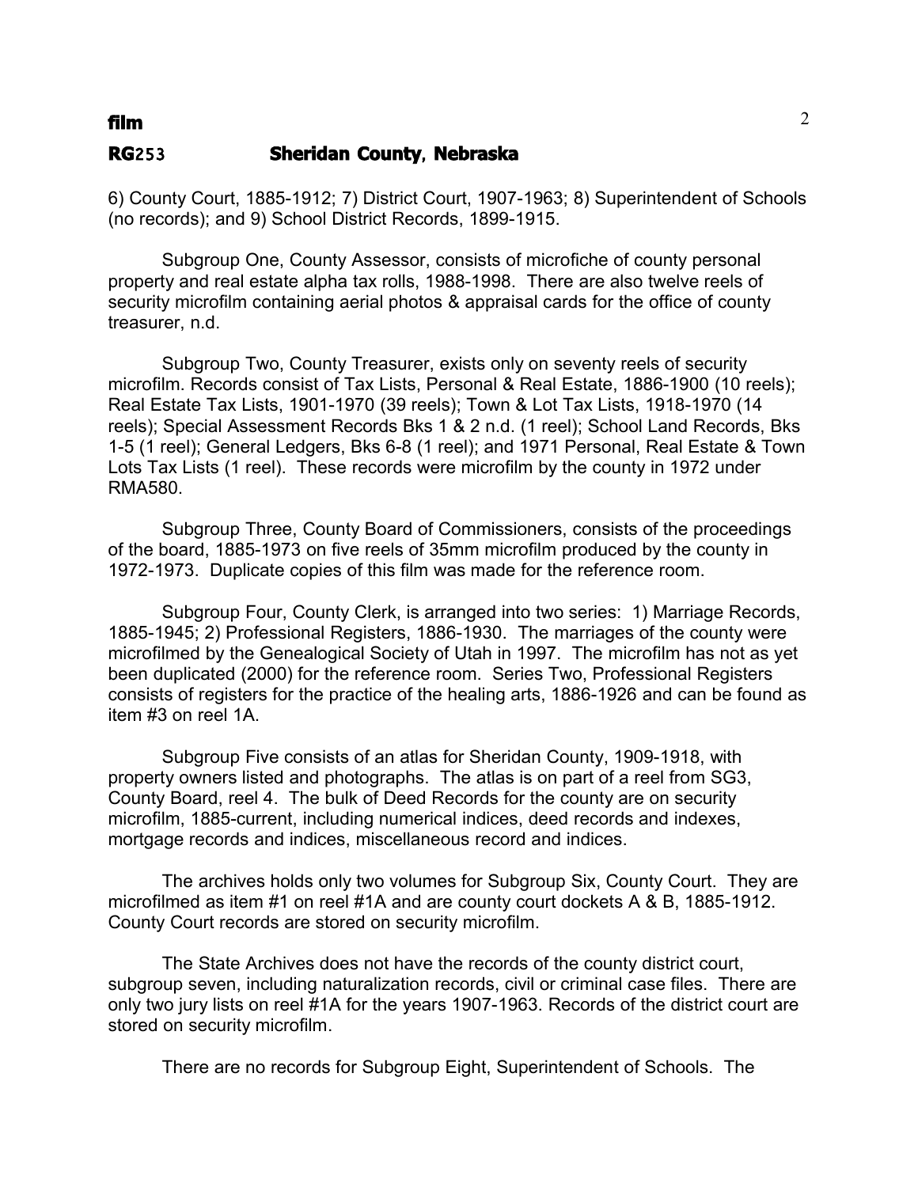6) County Court, 1885-1912; 7) District Court, 1907-1963; 8) Superintendent of Schools (no records); and 9) School District Records, 1899-1915.

Subgroup One, County Assessor, consists of microfiche of county personal property and real estate alpha tax rolls, 1988-1998. There are also twelve reels of security microfilm containing aerial photos & appraisal cards for the office of county treasurer, n.d.

Subgroup Two, County Treasurer, exists only on seventy reels of security microfilm. Records consist of Tax Lists, Personal & Real Estate, 1886-1900 (10 reels); Real Estate Tax Lists, 1901-1970 (39 reels); Town & Lot Tax Lists, 1918-1970 (14 reels); Special Assessment Records Bks 1 & 2 n.d. (1 reel); School Land Records, Bks 1-5 (1 reel); General Ledgers, Bks 6-8 (1 reel); and 1971 Personal, Real Estate & Town Lots Tax Lists (1 reel). These records were microfilm by the county in 1972 under RMA580.

Subgroup Three, County Board of Commissioners, consists of the proceedings of the board, 1885-1973 on five reels of 35mm microfilm produced by the county in 1972-1973. Duplicate copies of this film was made for the reference room.

Subgroup Four, County Clerk, is arranged into two series: 1) Marriage Records, 1885-1945; 2) Professional Registers, 1886-1930. The marriages of the county were microfilmed by the Genealogical Society of Utah in 1997. The microfilm has not as yet been duplicated (2000) for the reference room. Series Two, Professional Registers consists of registers for the practice of the healing arts, 1886-1926 and can be found as item #3 on reel 1A.

Subgroup Five consists of an atlas for Sheridan County, 1909-1918, with property owners listed and photographs. The atlas is on part of a reel from SG3, County Board, reel 4. The bulk of Deed Records for the county are on security microfilm, 1885-current, including numerical indices, deed records and indexes, mortgage records and indices, miscellaneous record and indices.

The archives holds only two volumes for Subgroup Six, County Court. They are microfilmed as item #1 on reel #1A and are county court dockets A & B, 1885-1912. County Court records are stored on security microfilm.

The State Archives does not have the records of the county district court, subgroup seven, including naturalization records, civil or criminal case files. There are only two jury lists on reel #1A for the years 1907-1963. Records of the district court are stored on security microfilm.

There are no records for Subgroup Eight, Superintendent of Schools. The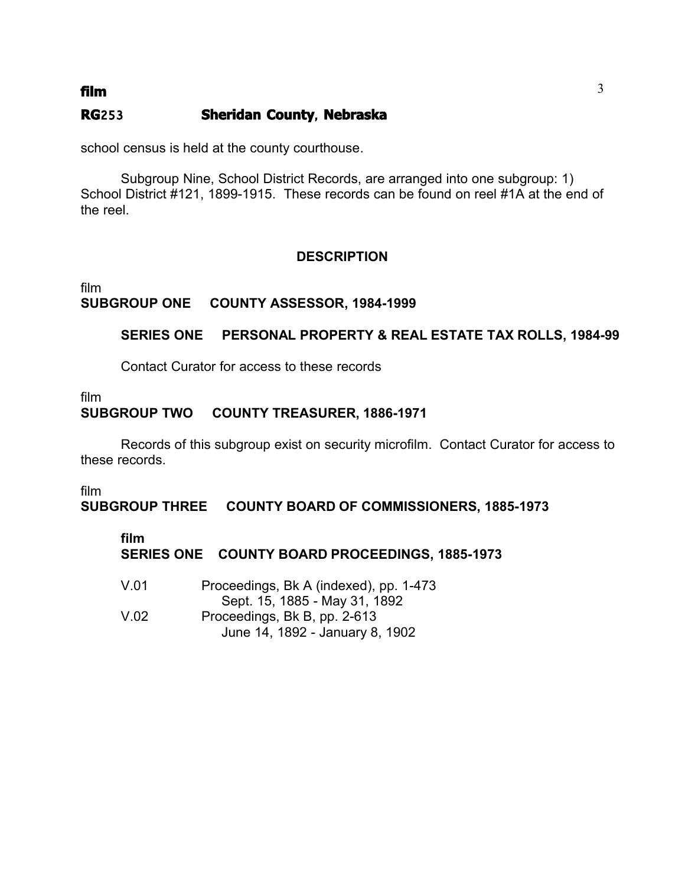school census is held at the county courthouse.

Subgroup Nine, School District Records, are arranged into one subgroup: 1) School District #121, 1899-1915. These records can be found on reel #1A at the end of the reel.

## DESCRIPTION

film
**SUBGROUP ONE COUNTY ASSESSOR, 1984-1999**

**SERIES ONE PERSONAL PROPERTY & REAL ESTATE TAX ROLLS, 1984-99**

Contact Curator for access to these records

film
**SUBGROUP TWO COUNTY TREASURER, 1886-1971**

Records of this subgroup exist on security microfilm. Contact Curator for access to these records.

film
**SUBGROUP THREE COUNTY BOARD OF COMMISSIONERS, 1885-1973**

**film**
**SERIES ONE COUNTY BOARD PROCEEDINGS, 1885-1973**

V.01 Proceedings, Bk A (indexed), pp. 1-473
Sept. 15, 1885 - May 31, 1892

V.02 Proceedings, Bk B, pp. 2-613
June 14, 1892 - January 8, 1902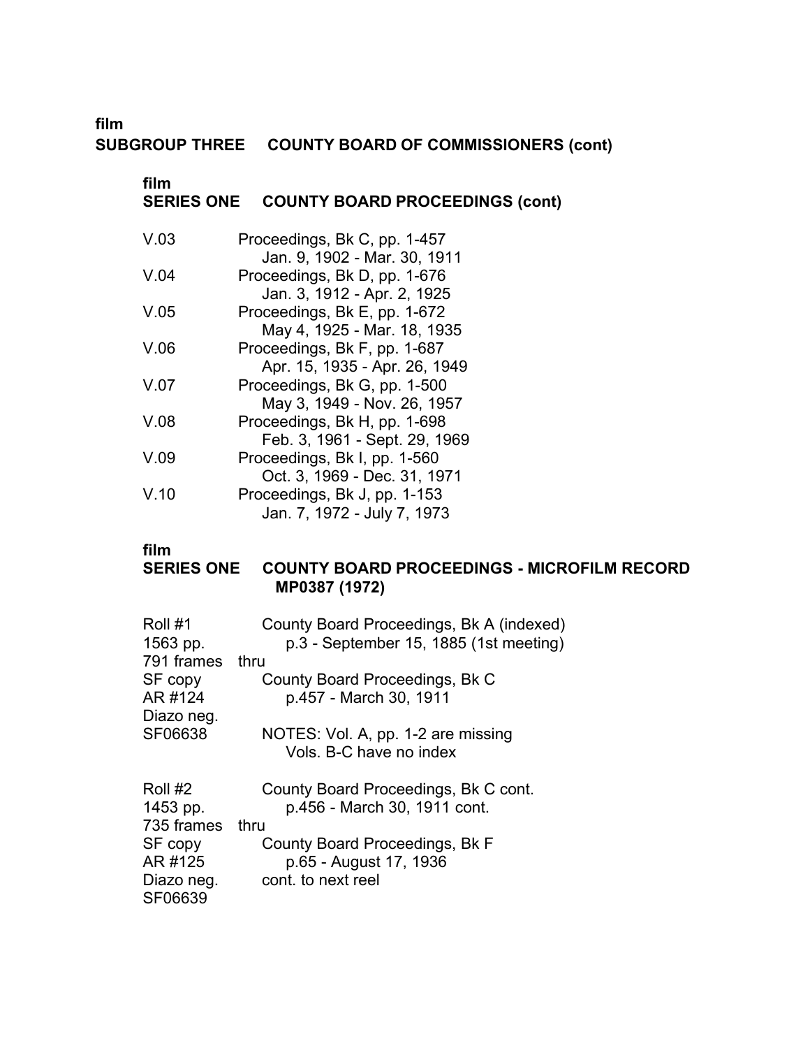**film**
## SUBGROUP THREE    COUNTY BOARD OF COMMISSIONERS (cont)

**film**
### SERIES ONE    COUNTY BOARD PROCEEDINGS (cont)

| | |
|---|---|
| V.03 | Proceedings, Bk C, pp. 1-457<br>Jan. 9, 1902 - Mar. 30, 1911 |
| V.04 | Proceedings, Bk D, pp. 1-676<br>Jan. 3, 1912 - Apr. 2, 1925 |
| V.05 | Proceedings, Bk E, pp. 1-672<br>May 4, 1925 - Mar. 18, 1935 |
| V.06 | Proceedings, Bk F, pp. 1-687<br>Apr. 15, 1935 - Apr. 26, 1949 |
| V.07 | Proceedings, Bk G, pp. 1-500<br>May 3, 1949 - Nov. 26, 1957 |
| V.08 | Proceedings, Bk H, pp. 1-698<br>Feb. 3, 1961 - Sept. 29, 1969 |
| V.09 | Proceedings, Bk I, pp. 1-560<br>Oct. 3, 1969 - Dec. 31, 1971 |
| V.10 | Proceedings, Bk J, pp. 1-153<br>Jan. 7, 1972 - July 7, 1973 |

**film**
### SERIES ONE    COUNTY BOARD PROCEEDINGS - MICROFILM RECORD MP0387 (1972)

| | |
|---|---|
| Roll #1<br>1563 pp.<br>791 frames<br>SF copy<br>AR #124<br>Diazo neg.<br>SF06638 | County Board Proceedings, Bk A (indexed)<br>p.3 - September 15, 1885 (1st meeting)<br>thru<br>County Board Proceedings, Bk C<br>p.457 - March 30, 1911<br><br>NOTES: Vol. A, pp. 1-2 are missing<br>Vols. B-C have no index |
| Roll #2<br>1453 pp.<br>735 frames<br>SF copy<br>AR #125<br>Diazo neg.<br>SF06639 | County Board Proceedings, Bk C cont.<br>p.456 - March 30, 1911 cont.<br>thru<br>County Board Proceedings, Bk F<br>p.65 - August 17, 1936<br>cont. to next reel |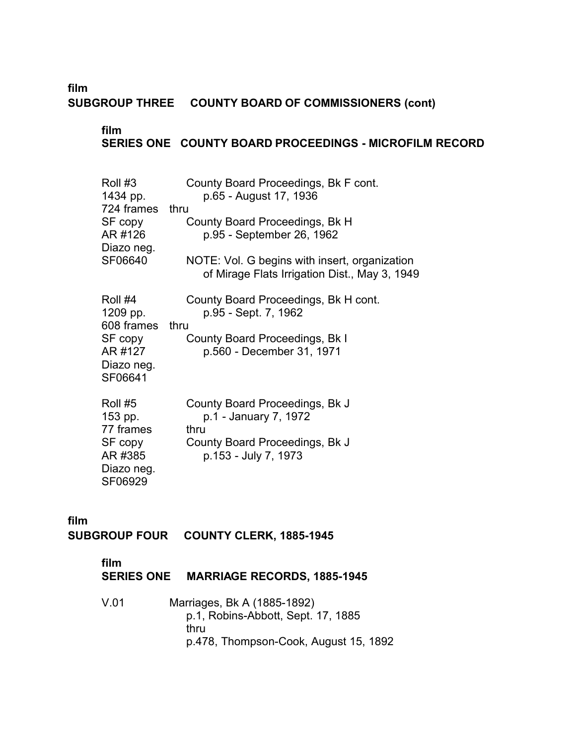film
**SUBGROUP THREE COUNTY BOARD OF COMMISSIONERS (cont)**

film
**SERIES ONE COUNTY BOARD PROCEEDINGS - MICROFILM RECORD**

| | |
|---|---|
| Roll #3 | County Board Proceedings, Bk F cont. |
| 1434 pp. | p.65 - August 17, 1936 |
| 724 frames | thru |
| SF copy | County Board Proceedings, Bk H |
| AR #126 | p.95 - September 26, 1962 |
| Diazo neg. | |
| SF06640 | NOTE: Vol. G begins with insert, organization of Mirage Flats Irrigation Dist., May 3, 1949 |

| | |
|---|---|
| Roll #4 | County Board Proceedings, Bk H cont. |
| 1209 pp. | p.95 - Sept. 7, 1962 |
| 608 frames | thru |
| SF copy | County Board Proceedings, Bk I |
| AR #127 | p.560 - December 31, 1971 |
| Diazo neg. | |
| SF06641 | |

| | |
|---|---|
| Roll #5 | County Board Proceedings, Bk J |
| 153 pp. | p.1 - January 7, 1972 |
| 77 frames | thru |
| SF copy | County Board Proceedings, Bk J |
| AR #385 | p.153 - July 7, 1973 |
| Diazo neg. | |
| SF06929 | |

film
**SUBGROUP FOUR COUNTY CLERK, 1885-1945**

film
**SERIES ONE MARRIAGE RECORDS, 1885-1945**

V.01 Marriages, Bk A (1885-1892)
p.1, Robins-Abbott, Sept. 17, 1885
thru
p.478, Thompson-Cook, August 15, 1892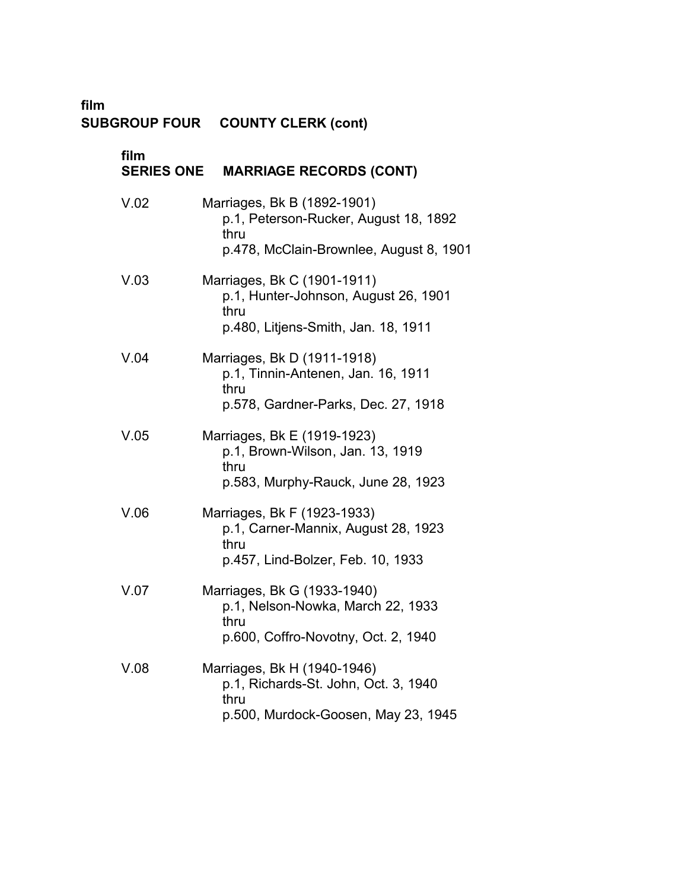**film**
**SUBGROUP FOUR COUNTY CLERK (cont)**

**film**
**SERIES ONE MARRIAGE RECORDS (CONT)**

V.02 Marriages, Bk B (1892-1901)
p.1, Peterson-Rucker, August 18, 1892
thru
p.478, McClain-Brownlee, August 8, 1901

V.03 Marriages, Bk C (1901-1911)
p.1, Hunter-Johnson, August 26, 1901
thru
p.480, Litjens-Smith, Jan. 18, 1911

V.04 Marriages, Bk D (1911-1918)
p.1, Tinnin-Antenen, Jan. 16, 1911
thru
p.578, Gardner-Parks, Dec. 27, 1918

V.05 Marriages, Bk E (1919-1923)
p.1, Brown-Wilson, Jan. 13, 1919
thru
p.583, Murphy-Rauck, June 28, 1923

V.06 Marriages, Bk F (1923-1933)
p.1, Carner-Mannix, August 28, 1923
thru
p.457, Lind-Bolzer, Feb. 10, 1933

V.07 Marriages, Bk G (1933-1940)
p.1, Nelson-Nowka, March 22, 1933
thru
p.600, Coffro-Novotny, Oct. 2, 1940

V.08 Marriages, Bk H (1940-1946)
p.1, Richards-St. John, Oct. 3, 1940
thru
p.500, Murdock-Goosen, May 23, 1945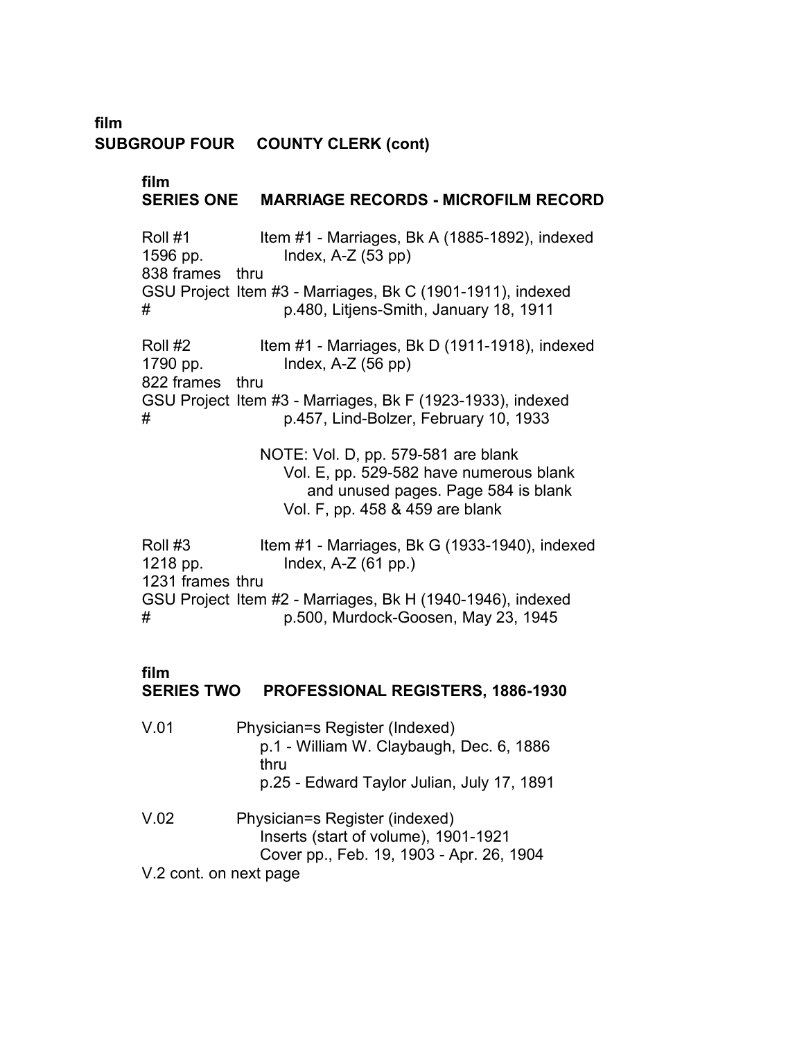**film**
**SUBGROUP FOUR COUNTY CLERK (cont)**

**film**
**SERIES ONE MARRIAGE RECORDS - MICROFILM RECORD**

Roll #1
1596 pp.
838 frames
GSU Project #

Item #1 - Marriages, Bk A (1885-1892), indexed
Index, A-Z (53 pp)
thru
Item #3 - Marriages, Bk C (1901-1911), indexed
p.480, Litjens-Smith, January 18, 1911

Roll #2
1790 pp.
822 frames
GSU Project #

Item #1 - Marriages, Bk D (1911-1918), indexed
Index, A-Z (56 pp)
thru
Item #3 - Marriages, Bk F (1923-1933), indexed
p.457, Lind-Bolzer, February 10, 1933

NOTE: Vol. D, pp. 579-581 are blank
Vol. E, pp. 529-582 have numerous blank and unused pages. Page 584 is blank
Vol. F, pp. 458 & 459 are blank

Roll #3
1218 pp.
1231 frames
GSU Project #

Item #1 - Marriages, Bk G (1933-1940), indexed
Index, A-Z (61 pp.)
thru
Item #2 - Marriages, Bk H (1940-1946), indexed
p.500, Murdock-Goosen, May 23, 1945

**film**
**SERIES TWO PROFESSIONAL REGISTERS, 1886-1930**

V.01 Physician=s Register (Indexed)
p.1 - William W. Claybaugh, Dec. 6, 1886
thru
p.25 - Edward Taylor Julian, July 17, 1891

V.02 Physician=s Register (indexed)
Inserts (start of volume), 1901-1921
Cover pp., Feb. 19, 1903 - Apr. 26, 1904

V.2 cont. on next page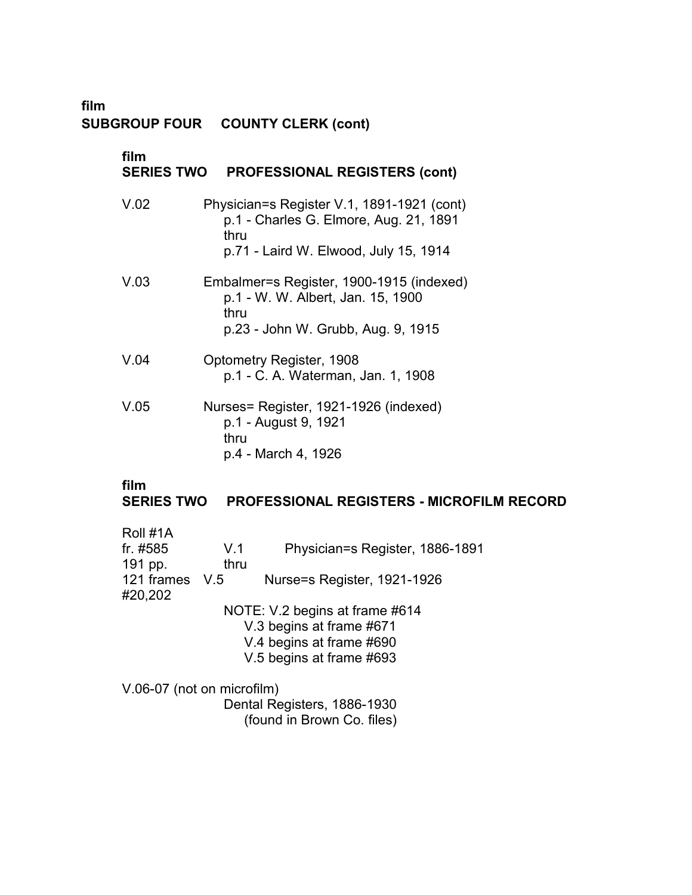**film**
**SUBGROUP FOUR COUNTY CLERK (cont)**

**film**
**SERIES TWO PROFESSIONAL REGISTERS (cont)**

V.02 Physician=s Register V.1, 1891-1921 (cont)
p.1 - Charles G. Elmore, Aug. 21, 1891
thru
p.71 - Laird W. Elwood, July 15, 1914

V.03 Embalmer=s Register, 1900-1915 (indexed)
p.1 - W. W. Albert, Jan. 15, 1900
thru
p.23 - John W. Grubb, Aug. 9, 1915

V.04 Optometry Register, 1908
p.1 - C. A. Waterman, Jan. 1, 1908

V.05 Nurses= Register, 1921-1926 (indexed)
p.1 - August 9, 1921
thru
p.4 - March 4, 1926

**film**
**SERIES TWO PROFESSIONAL REGISTERS - MICROFILM RECORD**

Roll #1A
fr. #585 V.1 Physician=s Register, 1886-1891
191 pp. thru
121 frames V.5 Nurse=s Register, 1921-1926
#20,202

NOTE: V.2 begins at frame #614
V.3 begins at frame #671
V.4 begins at frame #690
V.5 begins at frame #693

V.06-07 (not on microfilm)
Dental Registers, 1886-1930
(found in Brown Co. files)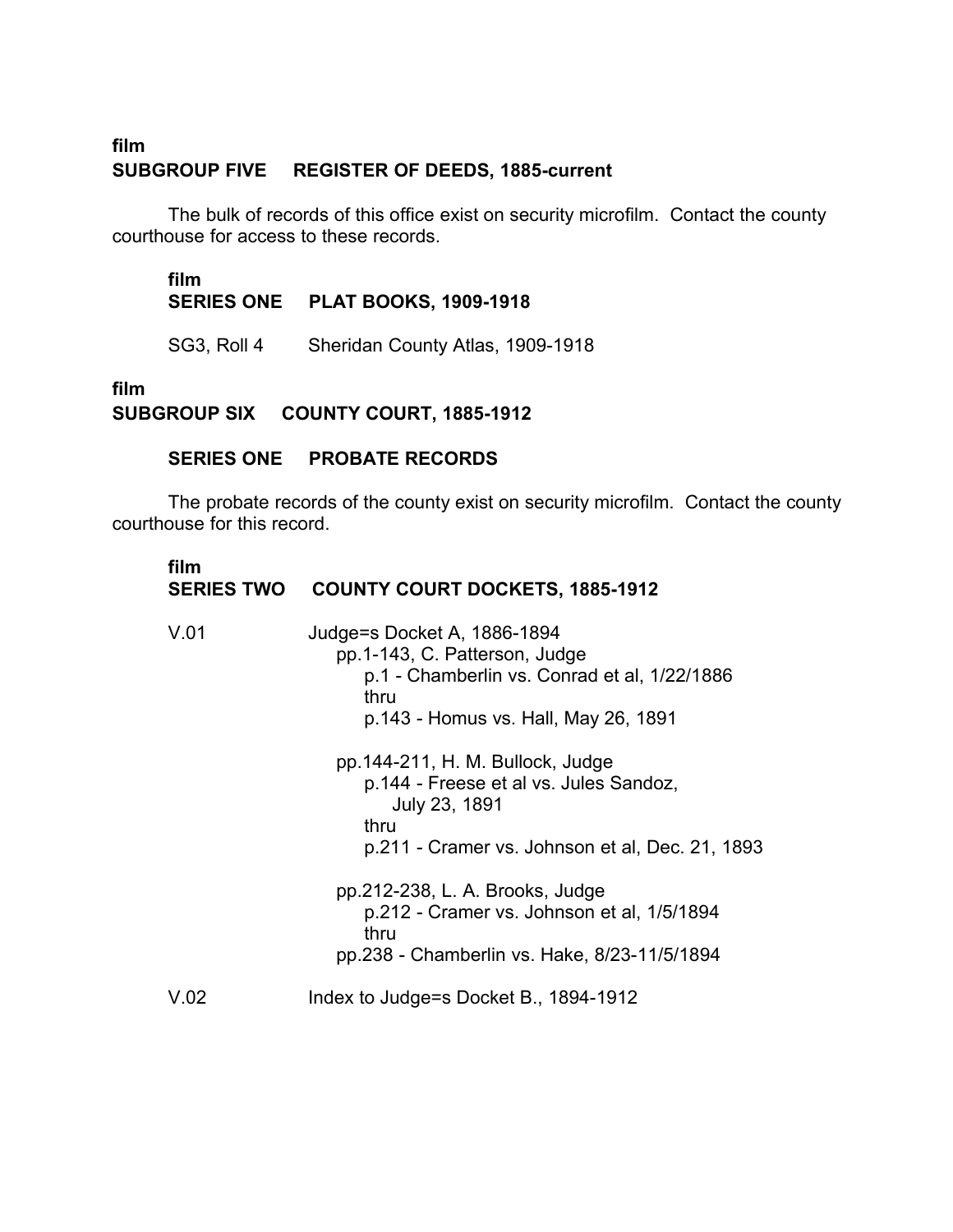**film**
## SUBGROUP FIVE    REGISTER OF DEEDS, 1885-current

The bulk of records of this office exist on security microfilm. Contact the county courthouse for access to these records.

**film**
### SERIES ONE    PLAT BOOKS, 1909-1918

SG3, Roll 4    Sheridan County Atlas, 1909-1918

**film**
## SUBGROUP SIX    COUNTY COURT, 1885-1912

### SERIES ONE    PROBATE RECORDS

The probate records of the county exist on security microfilm. Contact the county courthouse for this record.

**film**
### SERIES TWO    COUNTY COURT DOCKETS, 1885-1912

V.01    Judge=s Docket A, 1886-1894
- pp.1-143, C. Patterson, Judge
  - p.1 - Chamberlin vs. Conrad et al, 1/22/1886
  - thru
  - p.143 - Homus vs. Hall, May 26, 1891
- pp.144-211, H. M. Bullock, Judge
  - p.144 - Freese et al vs. Jules Sandoz, July 23, 1891
  - thru
  - p.211 - Cramer vs. Johnson et al, Dec. 21, 1893
- pp.212-238, L. A. Brooks, Judge
  - p.212 - Cramer vs. Johnson et al, 1/5/1894
  - thru
- pp.238 - Chamberlin vs. Hake, 8/23-11/5/1894

V.02    Index to Judge=s Docket B., 1894-1912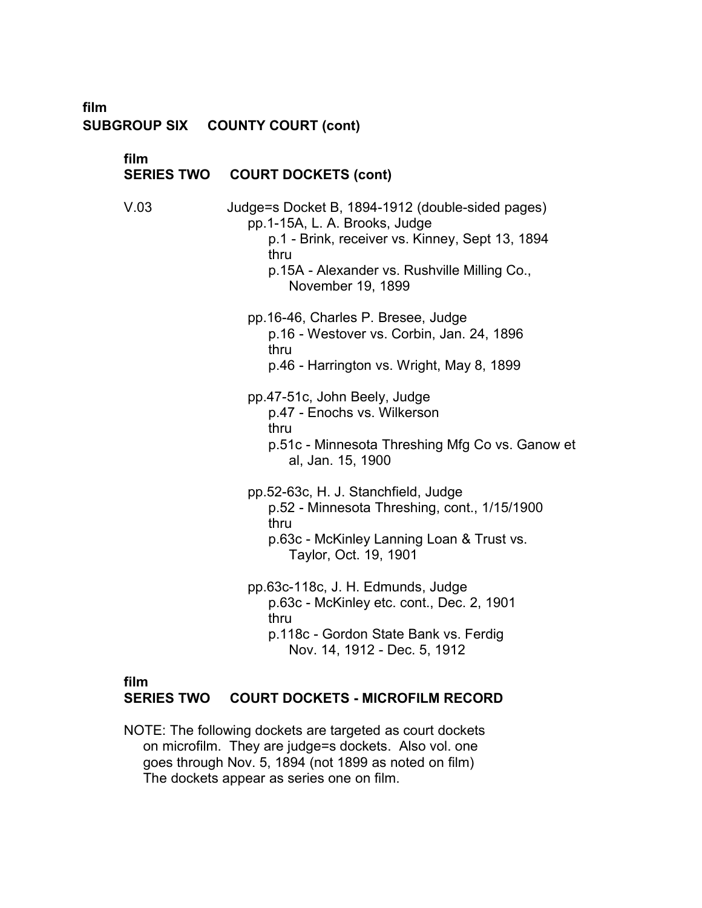**film**
**SUBGROUP SIX COUNTY COURT (cont)**

**film**
**SERIES TWO COURT DOCKETS (cont)**

V.03 Judge=s Docket B, 1894-1912 (double-sided pages)

- pp.1-15A, L. A. Brooks, Judge
  - p.1 - Brink, receiver vs. Kinney, Sept 13, 1894
  - thru
  - p.15A - Alexander vs. Rushville Milling Co., November 19, 1899

- pp.16-46, Charles P. Bresee, Judge
  - p.16 - Westover vs. Corbin, Jan. 24, 1896
  - thru
  - p.46 - Harrington vs. Wright, May 8, 1899

- pp.47-51c, John Beely, Judge
  - p.47 - Enochs vs. Wilkerson
  - thru
  - p.51c - Minnesota Threshing Mfg Co vs. Ganow et al, Jan. 15, 1900

- pp.52-63c, H. J. Stanchfield, Judge
  - p.52 - Minnesota Threshing, cont., 1/15/1900
  - thru
  - p.63c - McKinley Lanning Loan & Trust vs. Taylor, Oct. 19, 1901

- pp.63c-118c, J. H. Edmunds, Judge
  - p.63c - McKinley etc. cont., Dec. 2, 1901
  - thru
  - p.118c - Gordon State Bank vs. Ferdig Nov. 14, 1912 - Dec. 5, 1912

**film**
**SERIES TWO COURT DOCKETS - MICROFILM RECORD**

NOTE: The following dockets are targeted as court dockets on microfilm. They are judge=s dockets. Also vol. one goes through Nov. 5, 1894 (not 1899 as noted on film) The dockets appear as series one on film.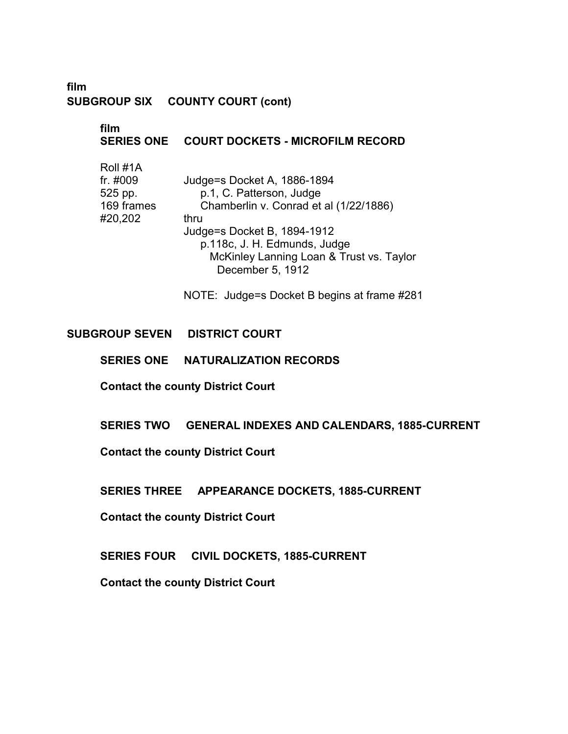**film**
**SUBGROUP SIX COUNTY COURT (cont)**

**film**
**SERIES ONE COURT DOCKETS - MICROFILM RECORD**

| | |
|---|---|
| Roll #1A | |
| fr. #009 | Judge=s Docket A, 1886-1894 |
| 525 pp. | p.1, C. Patterson, Judge |
| 169 frames | Chamberlin v. Conrad et al (1/22/1886) |
| #20,202 | thru |
| | Judge=s Docket B, 1894-1912 |
| | p.118c, J. H. Edmunds, Judge |
| | McKinley Lanning Loan & Trust vs. Taylor |
| | December 5, 1912 |

NOTE: Judge=s Docket B begins at frame #281

**SUBGROUP SEVEN DISTRICT COURT**

**SERIES ONE NATURALIZATION RECORDS**

**Contact the county District Court**

**SERIES TWO GENERAL INDEXES AND CALENDARS, 1885-CURRENT**

**Contact the county District Court**

**SERIES THREE APPEARANCE DOCKETS, 1885-CURRENT**

**Contact the county District Court**

**SERIES FOUR CIVIL DOCKETS, 1885-CURRENT**

**Contact the county District Court**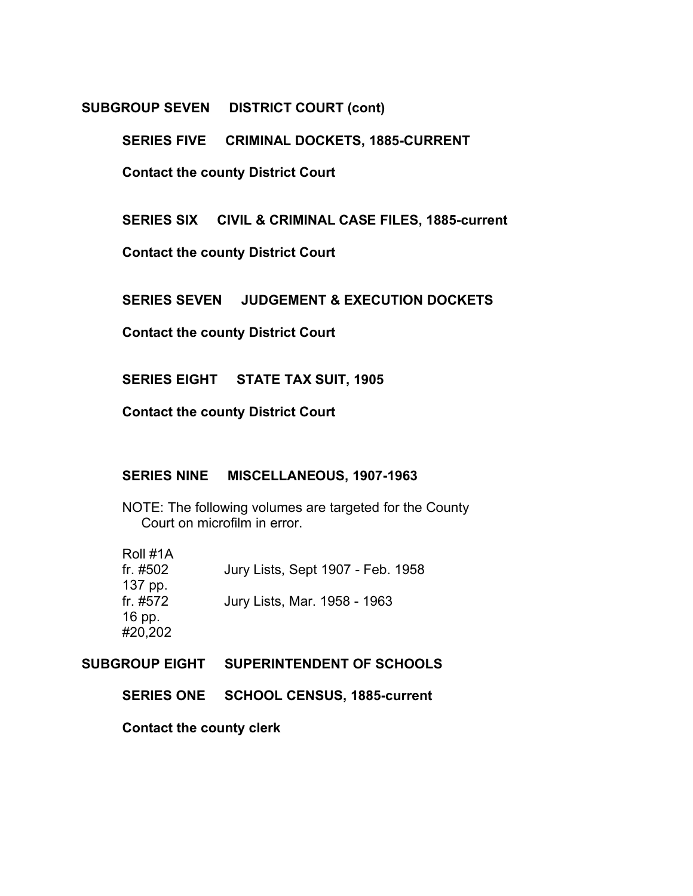## SUBGROUP SEVEN DISTRICT COURT (cont)

### SERIES FIVE CRIMINAL DOCKETS, 1885-CURRENT

**Contact the county District Court**

### SERIES SIX CIVIL & CRIMINAL CASE FILES, 1885-current

**Contact the county District Court**

### SERIES SEVEN JUDGEMENT & EXECUTION DOCKETS

**Contact the county District Court**

### SERIES EIGHT STATE TAX SUIT, 1905

**Contact the county District Court**

### SERIES NINE MISCELLANEOUS, 1907-1963

NOTE: The following volumes are targeted for the County Court on microfilm in error.

Roll #1A
fr. #502 Jury Lists, Sept 1907 - Feb. 1958
137 pp.
fr. #572 Jury Lists, Mar. 1958 - 1963
16 pp.
#20,202

## SUBGROUP EIGHT SUPERINTENDENT OF SCHOOLS

### SERIES ONE SCHOOL CENSUS, 1885-current

**Contact the county clerk**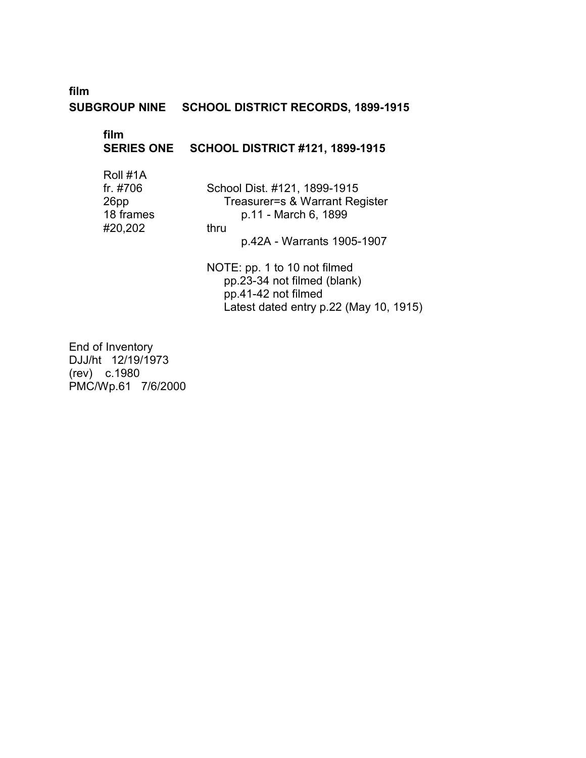**film**
**SUBGROUP NINE SCHOOL DISTRICT RECORDS, 1899-1915**

**film**
**SERIES ONE SCHOOL DISTRICT #121, 1899-1915**

| | |
|---|---|
| Roll #1A | |
| fr. #706 | School Dist. #121, 1899-1915 |
| 26pp | Treasurer=s & Warrant Register |
| 18 frames | p.11 - March 6, 1899 |
| #20,202 | thru |
| | p.42A - Warrants 1905-1907 |
| | NOTE: pp. 1 to 10 not filmed |
| | pp.23-34 not filmed (blank) |
| | pp.41-42 not filmed |
| | Latest dated entry p.22 (May 10, 1915) |

End of Inventory
DJJ/ht 12/19/1973
(rev) c.1980
PMC/Wp.61 7/6/2000